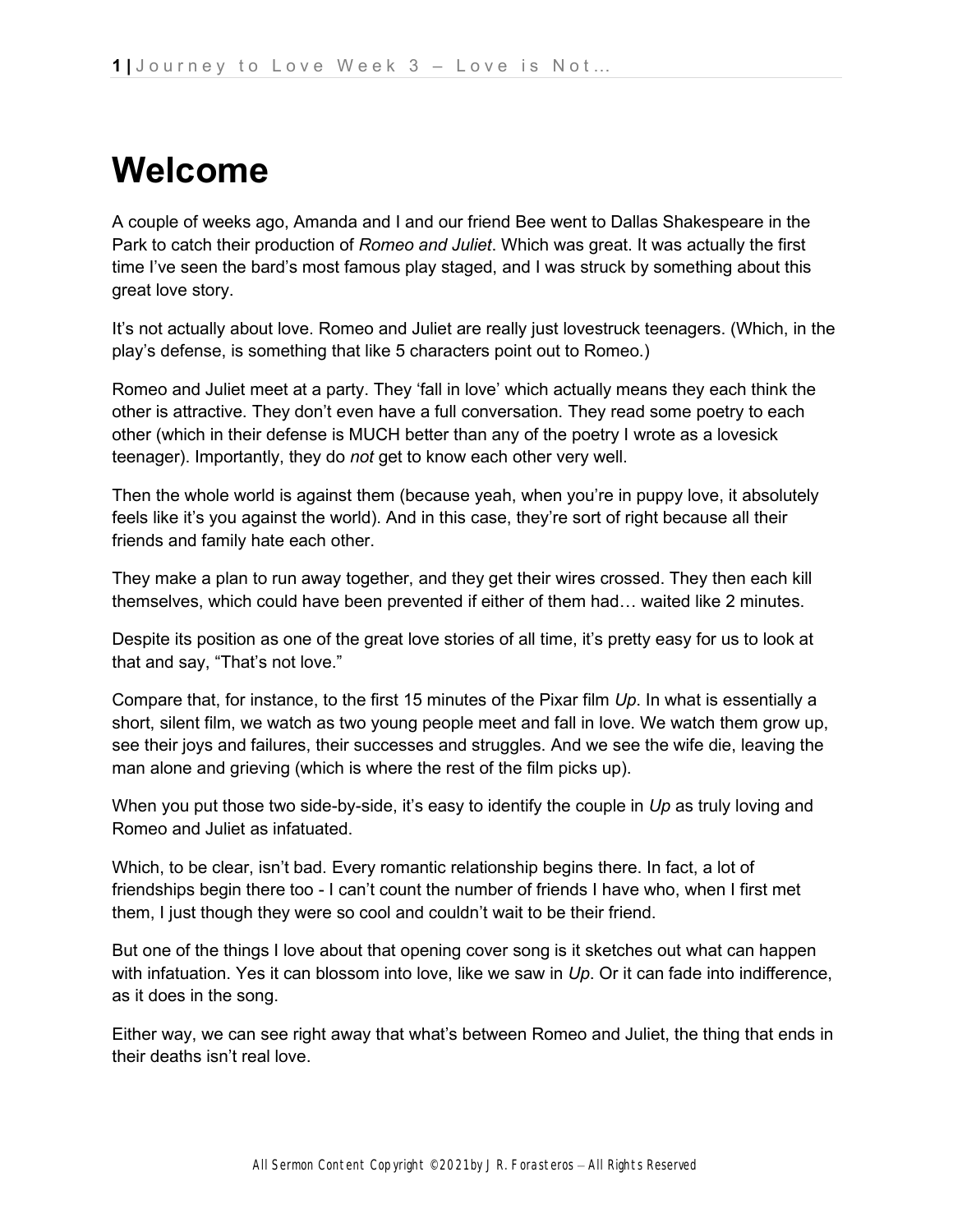# Welcome

A couple of weeks ago, Amanda and I and our friend Bee went to Dallas Shakespeare in the Park to catch their production of *Romeo and Juliet*. Which was great. It was actually the first time I've seen the bard's most famous play staged, and I was struck by something about this great love story.

It's not actually about love. Romeo and Juliet are really just lovestruck teenagers. (Which, in the play's defense, is something that like 5 characters point out to Romeo.)

Romeo and Juliet meet at a party. They 'fall in love' which actually means they each think the other is attractive. They don't even have a full conversation. They read some poetry to each other (which in their defense is MUCH better than any of the poetry I wrote as a lovesick teenager). Importantly, they do *not* get to know each other very well.

Then the whole world is against them (because yeah, when you're in puppy love, it absolutely feels like it's you against the world). And in this case, they're sort of right because all their friends and family hate each other.

They make a plan to run away together, and they get their wires crossed. They then each kill themselves, which could have been prevented if either of them had… waited like 2 minutes.

Despite its position as one of the great love stories of all time, it's pretty easy for us to look at that and say, "That's not love."

Compare that, for instance, to the first 15 minutes of the Pixar film *Up*. In what is essentially a short, silent film, we watch as two young people meet and fall in love. We watch them grow up, see their joys and failures, their successes and struggles. And we see the wife die, leaving the man alone and grieving (which is where the rest of the film picks up).

When you put those two side-by-side, it's easy to identify the couple in *Up* as truly loving and Romeo and Juliet as infatuated.

Which, to be clear, isn't bad. Every romantic relationship begins there. In fact, a lot of friendships begin there too - I can't count the number of friends I have who, when I first met them, I just though they were so cool and couldn't wait to be their friend.

But one of the things I love about that opening cover song is it sketches out what can happen with infatuation. Yes it can blossom into love, like we saw in *Up*. Or it can fade into indifference, as it does in the song.

Either way, we can see right away that what's between Romeo and Juliet, the thing that ends in their deaths isn't real love.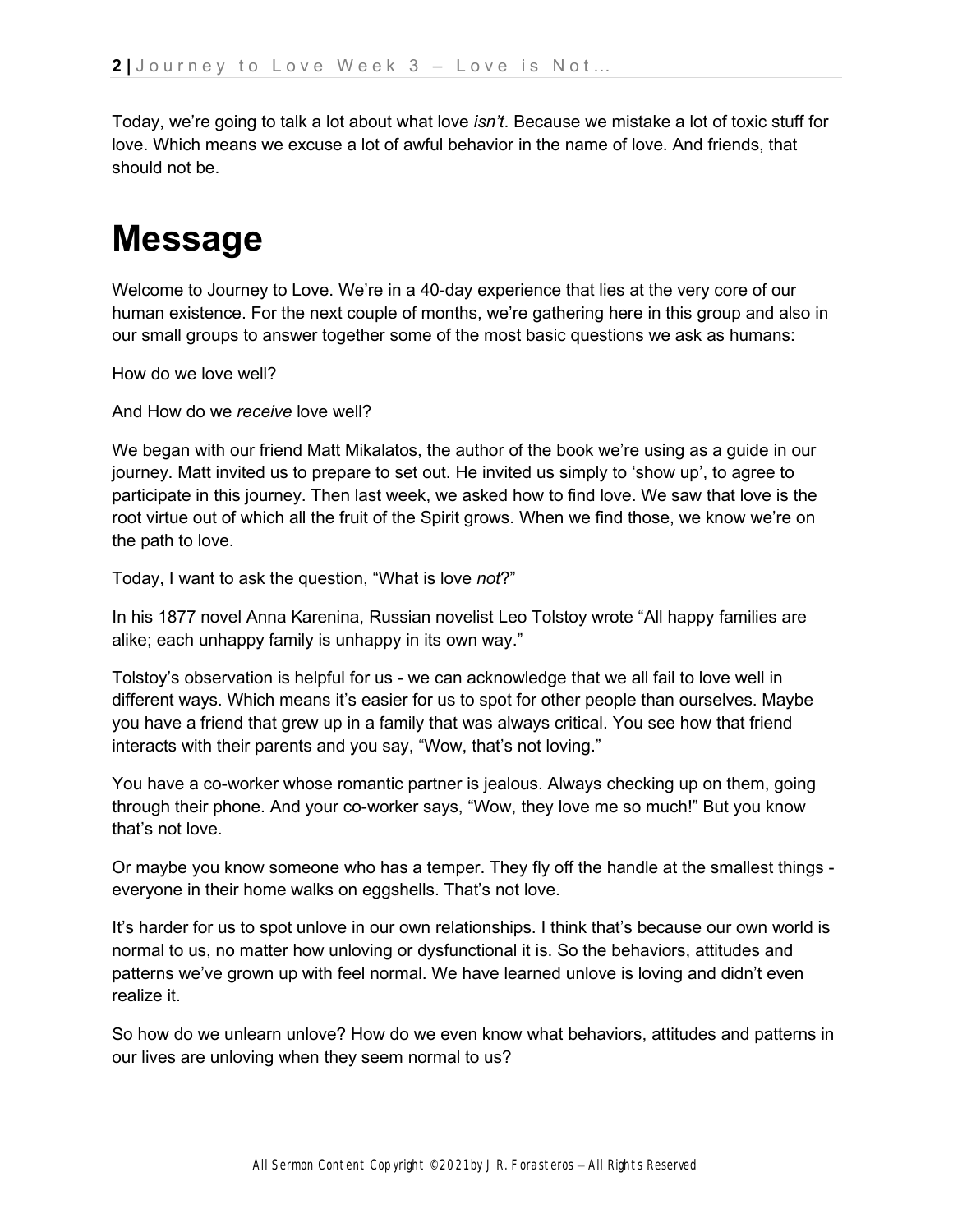Today, we're going to talk a lot about what love *isn't*. Because we mistake a lot of toxic stuff for love. Which means we excuse a lot of awful behavior in the name of love. And friends, that should not be.

# Message

Welcome to Journey to Love. We're in a 40-day experience that lies at the very core of our human existence. For the next couple of months, we're gathering here in this group and also in our small groups to answer together some of the most basic questions we ask as humans:

How do we love well?

And How do we *receive* love well?

We began with our friend Matt Mikalatos, the author of the book we're using as a guide in our journey. Matt invited us to prepare to set out. He invited us simply to 'show up', to agree to participate in this journey. Then last week, we asked how to find love. We saw that love is the root virtue out of which all the fruit of the Spirit grows. When we find those, we know we're on the path to love.

Today, I want to ask the question, "What is love *not*?"

In his 1877 novel Anna Karenina, Russian novelist Leo Tolstoy wrote "All happy families are alike; each unhappy family is unhappy in its own way."

Tolstoy's observation is helpful for us - we can acknowledge that we all fail to love well in different ways. Which means it's easier for us to spot for other people than ourselves. Maybe you have a friend that grew up in a family that was always critical. You see how that friend interacts with their parents and you say, "Wow, that's not loving."

You have a co-worker whose romantic partner is jealous. Always checking up on them, going through their phone. And your co-worker says, "Wow, they love me so much!" But you know that's not love.

Or maybe you know someone who has a temper. They fly off the handle at the smallest things - everyone in their home walks on eggshells. That's not love.

It's harder for us to spot unlove in our own relationships. I think that's because our own world is normal to us, no matter how unloving or dysfunctional it is. So the behaviors, attitudes and patterns we've grown up with feel normal. We have learned unlove is loving and didn't even realize it.

So how do we unlearn unlove? How do we even know what behaviors, attitudes and patterns in our lives are unloving when they seem normal to us?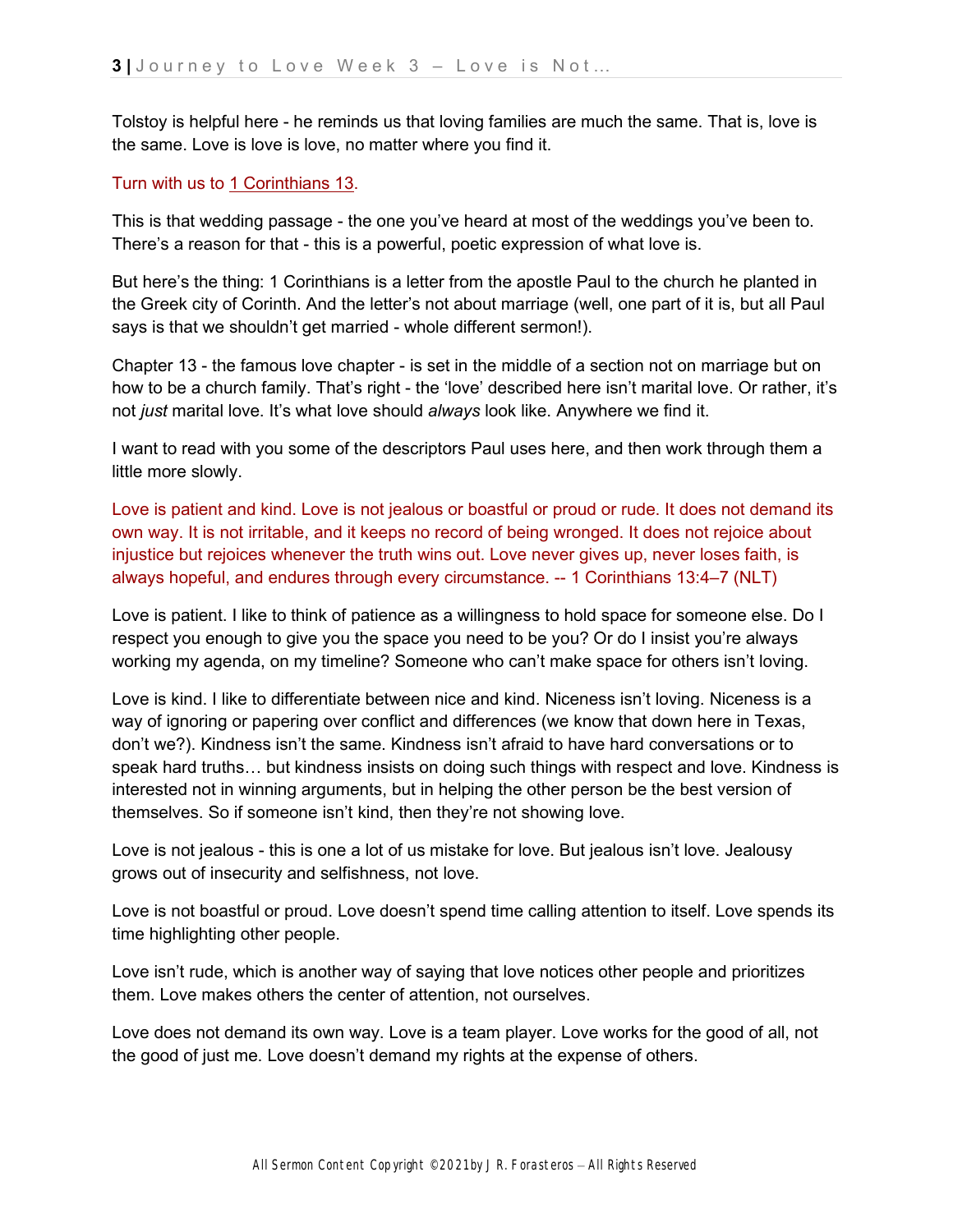Tolstoy is helpful here - he reminds us that loving families are much the same. That is, love is the same. Love is love is love, no matter where you find it.

Turn with us to 1 Corinthians 13.

This is that wedding passage - the one you've heard at most of the weddings you've been to. There's a reason for that - this is a powerful, poetic expression of what love is.

But here's the thing: 1 Corinthians is a letter from the apostle Paul to the church he planted in the Greek city of Corinth. And the letter's not about marriage (well, one part of it is, but all Paul says is that we shouldn't get married - whole different sermon!).

Chapter 13 - the famous love chapter - is set in the middle of a section not on marriage but on how to be a church family. That's right - the 'love' described here isn't marital love. Or rather, it's not *just* marital love. It's what love should *always* look like. Anywhere we find it.

I want to read with you some of the descriptors Paul uses here, and then work through them a little more slowly.

Love is patient and kind. Love is not jealous or boastful or proud or rude. It does not demand its own way. It is not irritable, and it keeps no record of being wronged. It does not rejoice about injustice but rejoices whenever the truth wins out. Love never gives up, never loses faith, is always hopeful, and endures through every circumstance. -- 1 Corinthians 13:4–7 (NLT)

Love is patient. I like to think of patience as a willingness to hold space for someone else. Do I respect you enough to give you the space you need to be you? Or do I insist you're always working my agenda, on my timeline? Someone who can't make space for others isn't loving.

Love is kind. I like to differentiate between nice and kind. Niceness isn't loving. Niceness is a way of ignoring or papering over conflict and differences (we know that down here in Texas, don't we?). Kindness isn't the same. Kindness isn't afraid to have hard conversations or to speak hard truths… but kindness insists on doing such things with respect and love. Kindness is interested not in winning arguments, but in helping the other person be the best version of themselves. So if someone isn't kind, then they're not showing love.

Love is not jealous - this is one a lot of us mistake for love. But jealous isn't love. Jealousy grows out of insecurity and selfishness, not love.

Love is not boastful or proud. Love doesn't spend time calling attention to itself. Love spends its time highlighting other people.

Love isn't rude, which is another way of saying that love notices other people and prioritizes them. Love makes others the center of attention, not ourselves.

Love does not demand its own way. Love is a team player. Love works for the good of all, not the good of just me. Love doesn't demand my rights at the expense of others.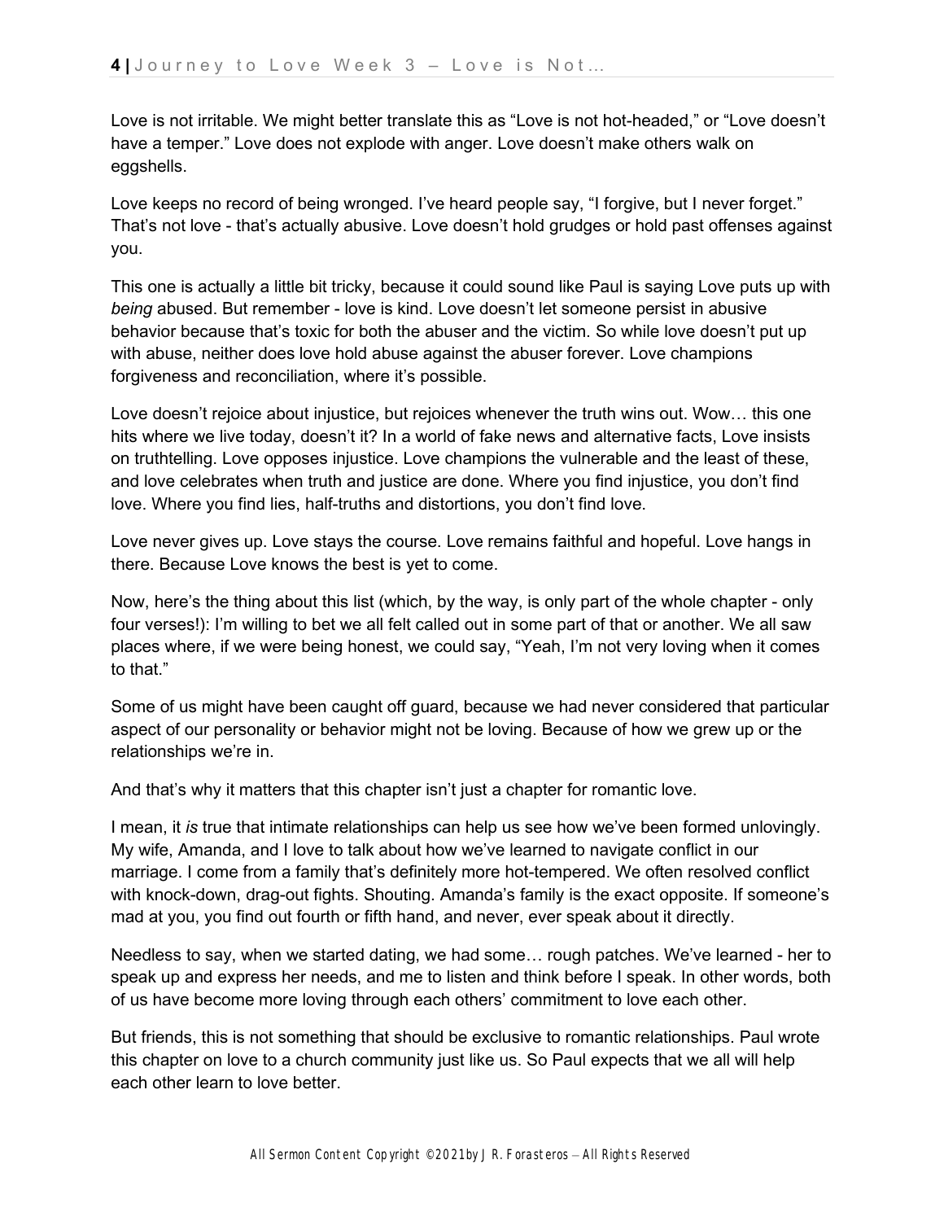Love is not irritable. We might better translate this as “Love is not hot-headed,” or “Love doesn’t have a temper.” Love does not explode with anger. Love doesn’t make others walk on eggshells.

Love keeps no record of being wronged. I’ve heard people say, “I forgive, but I never forget.” That’s not love - that’s actually abusive. Love doesn’t hold grudges or hold past offenses against you.

This one is actually a little bit tricky, because it could sound like Paul is saying Love puts up with *being* abused. But remember - love is kind. Love doesn’t let someone persist in abusive behavior because that’s toxic for both the abuser and the victim. So while love doesn’t put up with abuse, neither does love hold abuse against the abuser forever. Love champions forgiveness and reconciliation, where it’s possible.

Love doesn’t rejoice about injustice, but rejoices whenever the truth wins out. Wow… this one hits where we live today, doesn’t it? In a world of fake news and alternative facts, Love insists on truthtelling. Love opposes injustice. Love champions the vulnerable and the least of these, and love celebrates when truth and justice are done. Where you find injustice, you don’t find love. Where you find lies, half-truths and distortions, you don’t find love.

Love never gives up. Love stays the course. Love remains faithful and hopeful. Love hangs in there. Because Love knows the best is yet to come.

Now, here’s the thing about this list (which, by the way, is only part of the whole chapter - only four verses!): I’m willing to bet we all felt called out in some part of that or another. We all saw places where, if we were being honest, we could say, “Yeah, I’m not very loving when it comes to that.”

Some of us might have been caught off guard, because we had never considered that particular aspect of our personality or behavior might not be loving. Because of how we grew up or the relationships we’re in.

And that’s why it matters that this chapter isn’t just a chapter for romantic love.

I mean, it *is* true that intimate relationships can help us see how we’ve been formed unlovingly. My wife, Amanda, and I love to talk about how we’ve learned to navigate conflict in our marriage. I come from a family that’s definitely more hot-tempered. We often resolved conflict with knock-down, drag-out fights. Shouting. Amanda’s family is the exact opposite. If someone’s mad at you, you find out fourth or fifth hand, and never, ever speak about it directly.

Needless to say, when we started dating, we had some… rough patches. We’ve learned - her to speak up and express her needs, and me to listen and think before I speak. In other words, both of us have become more loving through each others’ commitment to love each other.

But friends, this is not something that should be exclusive to romantic relationships. Paul wrote this chapter on love to a church community just like us. So Paul expects that we all will help each other learn to love better.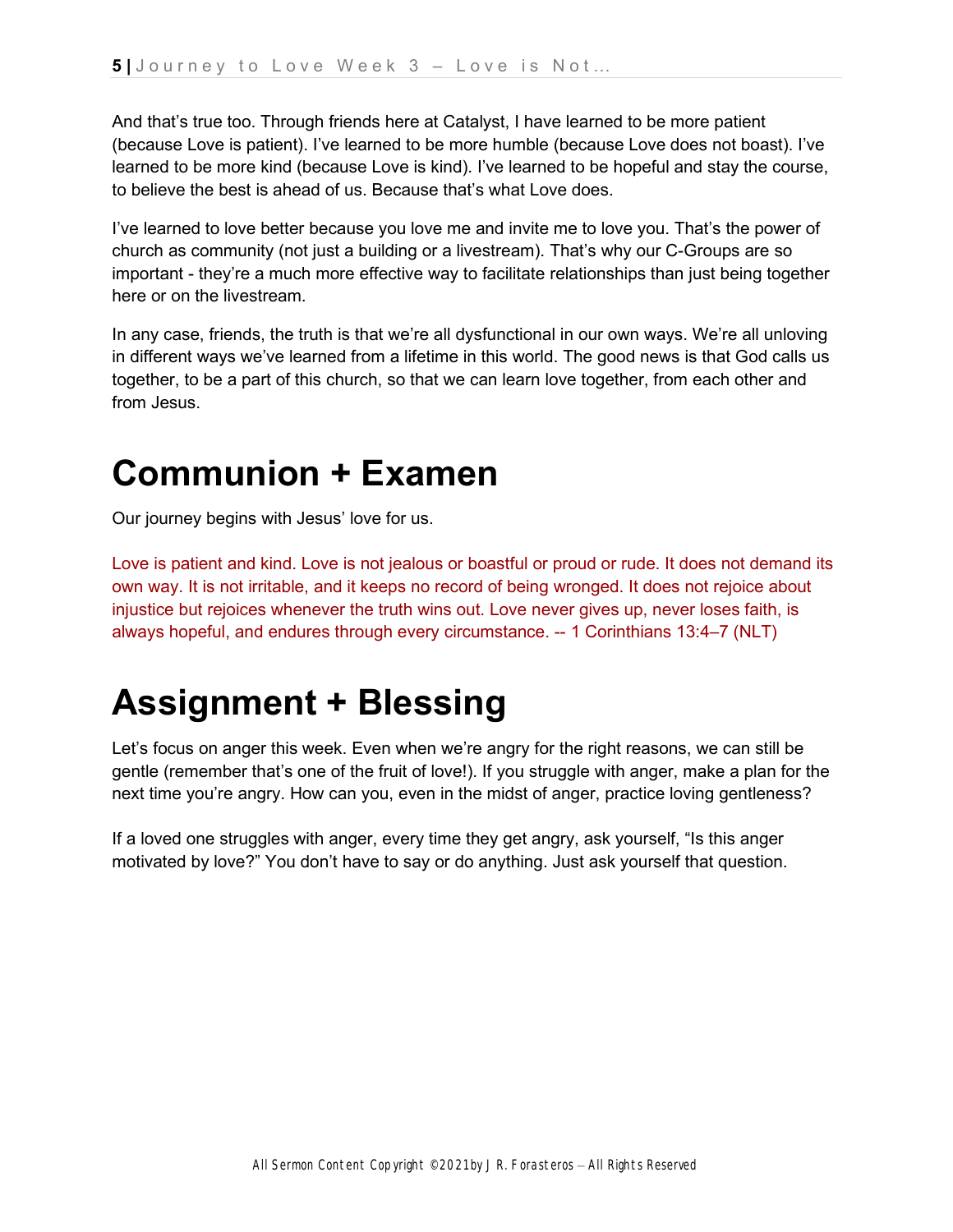And that's true too. Through friends here at Catalyst, I have learned to be more patient (because Love is patient). I've learned to be more humble (because Love does not boast). I've learned to be more kind (because Love is kind). I've learned to be hopeful and stay the course, to believe the best is ahead of us. Because that's what Love does.

I've learned to love better because you love me and invite me to love you. That's the power of church as community (not just a building or a livestream). That's why our C-Groups are so important - they're a much more effective way to facilitate relationships than just being together here or on the livestream.

In any case, friends, the truth is that we're all dysfunctional in our own ways. We're all unloving in different ways we've learned from a lifetime in this world. The good news is that God calls us together, to be a part of this church, so that we can learn love together, from each other and from Jesus.

# Communion + Examen

Our journey begins with Jesus' love for us.

Love is patient and kind. Love is not jealous or boastful or proud or rude. It does not demand its own way. It is not irritable, and it keeps no record of being wronged. It does not rejoice about injustice but rejoices whenever the truth wins out. Love never gives up, never loses faith, is always hopeful, and endures through every circumstance. -- 1 Corinthians 13:4–7 (NLT)

# Assignment + Blessing

Let's focus on anger this week. Even when we're angry for the right reasons, we can still be gentle (remember that's one of the fruit of love!). If you struggle with anger, make a plan for the next time you're angry. How can you, even in the midst of anger, practice loving gentleness?

If a loved one struggles with anger, every time they get angry, ask yourself, "Is this anger motivated by love?" You don't have to say or do anything. Just ask yourself that question.

All Sermon Content Copyright ©2021 by JR. Forasteros – All Rights Reserved